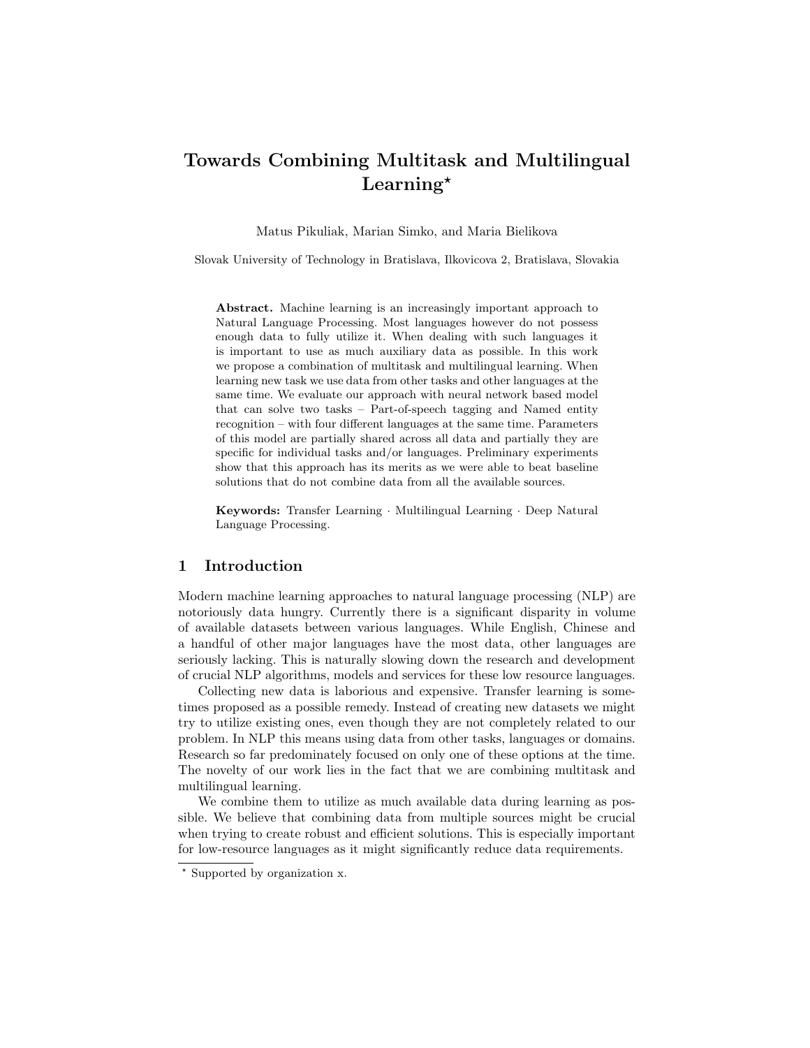# Towards Combining Multitask and Multilingual Learning*

Matus Pikuliak, Marian Simko, and Maria Bielikova

Slovak University of Technology in Bratislava, Ilkovicova 2, Bratislava, Slovakia

**Abstract.** Machine learning is an increasingly important approach to Natural Language Processing. Most languages however do not possess enough data to fully utilize it. When dealing with such languages it is important to use as much auxiliary data as possible. In this work we propose a combination of multitask and multilingual learning. When learning new task we use data from other tasks and other languages at the same time. We evaluate our approach with neural network based model that can solve two tasks – Part-of-speech tagging and Named entity recognition – with four different languages at the same time. Parameters of this model are partially shared across all data and partially they are specific for individual tasks and/or languages. Preliminary experiments show that this approach has its merits as we were able to beat baseline solutions that do not combine data from all the available sources.

**Keywords:** Transfer Learning · Multilingual Learning · Deep Natural Language Processing.

## 1 Introduction

Modern machine learning approaches to natural language processing (NLP) are notoriously data hungry. Currently there is a significant disparity in volume of available datasets between various languages. While English, Chinese and a handful of other major languages have the most data, other languages are seriously lacking. This is naturally slowing down the research and development of crucial NLP algorithms, models and services for these low resource languages.

Collecting new data is laborious and expensive. Transfer learning is sometimes proposed as a possible remedy. Instead of creating new datasets we might try to utilize existing ones, even though they are not completely related to our problem. In NLP this means using data from other tasks, languages or domains. Research so far predominately focused on only one of these options at the time. The novelty of our work lies in the fact that we are combining multitask and multilingual learning.

We combine them to utilize as much available data during learning as possible. We believe that combining data from multiple sources might be crucial when trying to create robust and efficient solutions. This is especially important for low-resource languages as it might significantly reduce data requirements.

* Supported by organization x.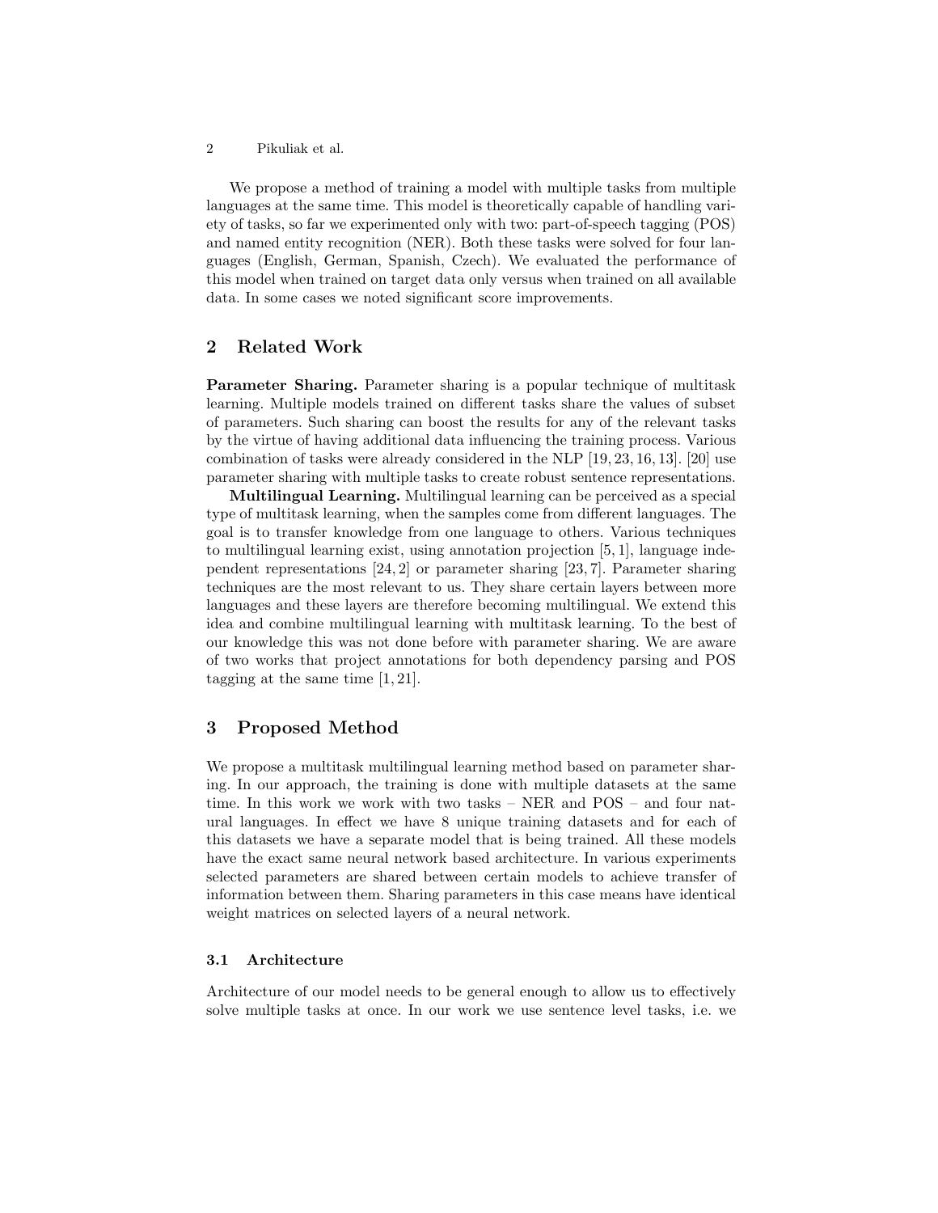We propose a method of training a model with multiple tasks from multiple languages at the same time. This model is theoretically capable of handling variety of tasks, so far we experimented only with two: part-of-speech tagging (POS) and named entity recognition (NER). Both these tasks were solved for four languages (English, German, Spanish, Czech). We evaluated the performance of this model when trained on target data only versus when trained on all available data. In some cases we noted significant score improvements.

## 2 Related Work

**Parameter Sharing.** Parameter sharing is a popular technique of multitask learning. Multiple models trained on different tasks share the values of subset of parameters. Such sharing can boost the results for any of the relevant tasks by the virtue of having additional data influencing the training process. Various combination of tasks were already considered in the NLP [19, 23, 16, 13]. [20] use parameter sharing with multiple tasks to create robust sentence representations.

**Multilingual Learning.** Multilingual learning can be perceived as a special type of multitask learning, when the samples come from different languages. The goal is to transfer knowledge from one language to others. Various techniques to multilingual learning exist, using annotation projection [5, 1], language independent representations [24, 2] or parameter sharing [23, 7]. Parameter sharing techniques are the most relevant to us. They share certain layers between more languages and these layers are therefore becoming multilingual. We extend this idea and combine multilingual learning with multitask learning. To the best of our knowledge this was not done before with parameter sharing. We are aware of two works that project annotations for both dependency parsing and POS tagging at the same time [1, 21].

## 3 Proposed Method

We propose a multitask multilingual learning method based on parameter sharing. In our approach, the training is done with multiple datasets at the same time. In this work we work with two tasks – NER and POS – and four natural languages. In effect we have 8 unique training datasets and for each of this datasets we have a separate model that is being trained. All these models have the exact same neural network based architecture. In various experiments selected parameters are shared between certain models to achieve transfer of information between them. Sharing parameters in this case means have identical weight matrices on selected layers of a neural network.

### 3.1 Architecture

Architecture of our model needs to be general enough to allow us to effectively solve multiple tasks at once. In our work we use sentence level tasks, i.e. we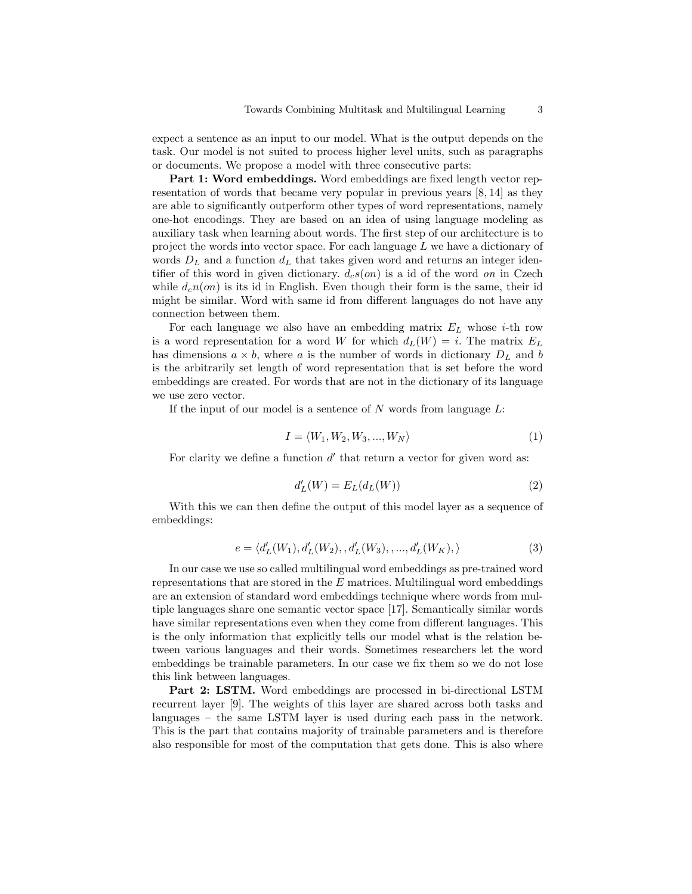expect a sentence as an input to our model. What is the output depends on the task. Our model is not suited to process higher level units, such as paragraphs or documents. We propose a model with three consecutive parts:

**Part 1: Word embeddings.** Word embeddings are fixed length vector representation of words that became very popular in previous years [8, 14] as they are able to significantly outperform other types of word representations, namely one-hot encodings. They are based on an idea of using language modeling as auxiliary task when learning about words. The first step of our architecture is to project the words into vector space. For each language $L$ we have a dictionary of words $D_L$ and a function $d_L$ that takes given word and returns an integer identifier of this word in given dictionary. $d_cs(on)$ is a id of the word *on* in Czech while $d_en(on)$ is its id in English. Even though their form is the same, their id might be similar. Word with same id from different languages do not have any connection between them.

For each language we also have an embedding matrix $E_L$ whose $i$-th row is a word representation for a word $W$ for which $d_L(W) = i$. The matrix $E_L$ has dimensions $a \times b$, where $a$ is the number of words in dictionary $D_L$ and $b$ is the arbitrarily set length of word representation that is set before the word embeddings are created. For words that are not in the dictionary of its language we use zero vector.

If the input of our model is a sentence of $N$ words from language $L$:

$$I = \langle W_1, W_2, W_3, ..., W_N \rangle \tag{1}$$

For clarity we define a function $d'$ that return a vector for given word as:

$$d'_L(W) = E_L(d_L(W)) \tag{2}$$

With this we can then define the output of this model layer as a sequence of embeddings:

$$e = \langle d'_L(W_1), d'_L(W_2), , d'_L(W_3), , ..., d'_L(W_K), \rangle \tag{3}$$

In our case we use so called multilingual word embeddings as pre-trained word representations that are stored in the $E$ matrices. Multilingual word embeddings are an extension of standard word embeddings technique where words from multiple languages share one semantic vector space [17]. Semantically similar words have similar representations even when they come from different languages. This is the only information that explicitly tells our model what is the relation between various languages and their words. Sometimes researchers let the word embeddings be trainable parameters. In our case we fix them so we do not lose this link between languages.

**Part 2: LSTM.** Word embeddings are processed in bi-directional LSTM recurrent layer [9]. The weights of this layer are shared across both tasks and languages – the same LSTM layer is used during each pass in the network. This is the part that contains majority of trainable parameters and is therefore also responsible for most of the computation that gets done. This is also where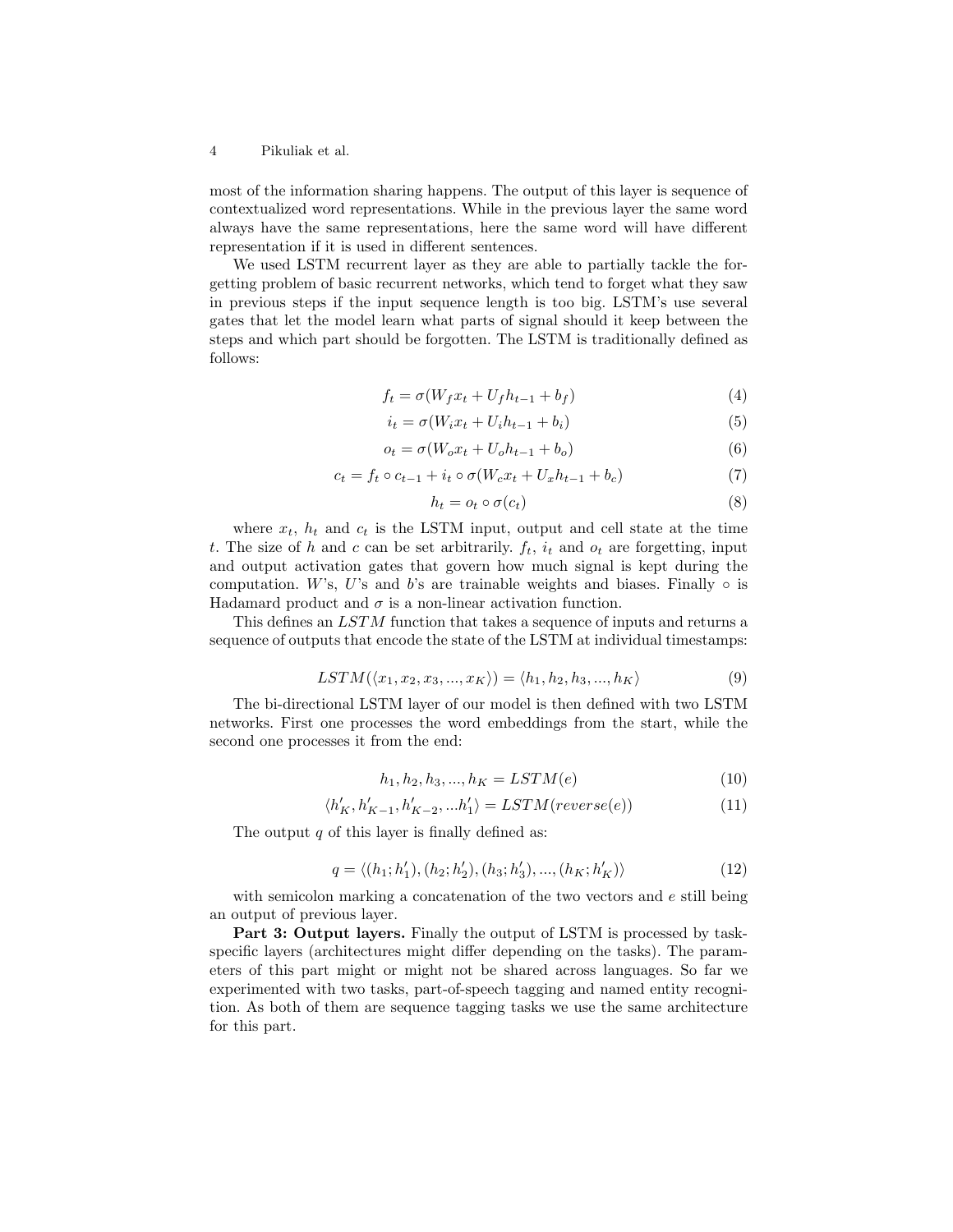most of the information sharing happens. The output of this layer is sequence of contextualized word representations. While in the previous layer the same word always have the same representations, here the same word will have different representation if it is used in different sentences.

We used LSTM recurrent layer as they are able to partially tackle the forgetting problem of basic recurrent networks, which tend to forget what they saw in previous steps if the input sequence length is too big. LSTM's use several gates that let the model learn what parts of signal should it keep between the steps and which part should be forgotten. The LSTM is traditionally defined as follows:

$$f_t = \sigma(W_f x_t + U_f h_{t-1} + b_f) \tag{4}$$

$$i_t = \sigma(W_i x_t + U_i h_{t-1} + b_i) \tag{5}$$

$$o_t = \sigma(W_o x_t + U_o h_{t-1} + b_o) \tag{6}$$

$$c_t = f_t \circ c_{t-1} + i_t \circ \sigma(W_c x_t + U_x h_{t-1} + b_c) \tag{7}$$

$$h_t = o_t \circ \sigma(c_t) \tag{8}$$

where $x_t$, $h_t$ and $c_t$ is the LSTM input, output and cell state at the time $t$. The size of $h$ and $c$ can be set arbitrarily. $f_t$, $i_t$ and $o_t$ are forgetting, input and output activation gates that govern how much signal is kept during the computation. $W$'s, $U$'s and $b$'s are trainable weights and biases. Finally $\circ$ is Hadamard product and $\sigma$ is a non-linear activation function.

This defines an $LSTM$ function that takes a sequence of inputs and returns a sequence of outputs that encode the state of the LSTM at individual timestamps:

$$LSTM(\langle x_1, x_2, x_3, ..., x_K \rangle) = \langle h_1, h_2, h_3, ..., h_K \rangle \tag{9}$$

The bi-directional LSTM layer of our model is then defined with two LSTM networks. First one processes the word embeddings from the start, while the second one processes it from the end:

$$h_1, h_2, h_3, ..., h_K = LSTM(e) \tag{10}$$

$$\langle h'_K, h'_{K-1}, h'_{K-2}, ...h'_1 \rangle = LSTM(reverse(e)) \tag{11}$$

The output $q$ of this layer is finally defined as:

$$q = \langle (h_1; h'_1), (h_2; h'_2), (h_3; h'_3), ..., (h_K; h'_K) \rangle \tag{12}$$

with semicolon marking a concatenation of the two vectors and $e$ still being an output of previous layer.

**Part 3: Output layers.** Finally the output of LSTM is processed by task-specific layers (architectures might differ depending on the tasks). The parameters of this part might or might not be shared across languages. So far we experimented with two tasks, part-of-speech tagging and named entity recognition. As both of them are sequence tagging tasks we use the same architecture for this part.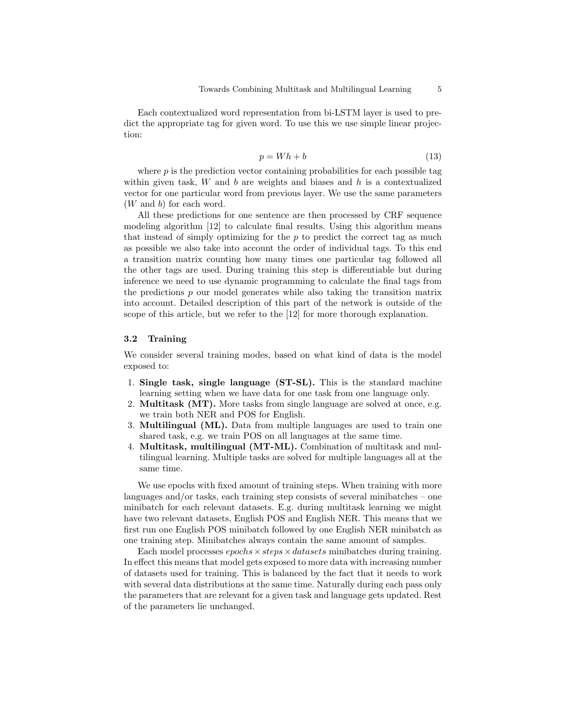Each contextualized word representation from bi-LSTM layer is used to predict the appropriate tag for given word. To use this we use simple linear projection:

$$p = Wh + b \tag{13}$$

where $p$ is the prediction vector containing probabilities for each possible tag within given task, $W$ and $b$ are weights and biases and $h$ is a contextualized vector for one particular word from previous layer. We use the same parameters ($W$ and $b$) for each word.

All these predictions for one sentence are then processed by CRF sequence modeling algorithm [12] to calculate final results. Using this algorithm means that instead of simply optimizing for the $p$ to predict the correct tag as much as possible we also take into account the order of individual tags. To this end a transition matrix counting how many times one particular tag followed all the other tags are used. During training this step is differentiable but during inference we need to use dynamic programming to calculate the final tags from the predictions $p$ our model generates while also taking the transition matrix into account. Detailed description of this part of the network is outside of the scope of this article, but we refer to the [12] for more thorough explanation.

### 3.2 Training

We consider several training modes, based on what kind of data is the model exposed to:

1. **Single task, single language (ST-SL).** This is the standard machine learning setting when we have data for one task from one language only.
2. **Multitask (MT).** More tasks from single language are solved at once, e.g. we train both NER and POS for English.
3. **Multilingual (ML).** Data from multiple languages are used to train one shared task, e.g. we train POS on all languages at the same time.
4. **Multitask, multilingual (MT-ML).** Combination of multitask and multilingual learning. Multiple tasks are solved for multiple languages all at the same time.

We use epochs with fixed amount of training steps. When training with more languages and/or tasks, each training step consists of several minibatches – one minibatch for each relevant datasets. E.g. during multitask learning we might have two relevant datasets, English POS and English NER. This means that we first run one English POS minibatch followed by one English NER minibatch as one training step. Minibatches always contain the same amount of samples.

Each model processes $epochs \times steps \times datasets$ minibatches during training. In effect this means that model gets exposed to more data with increasing number of datasets used for training. This is balanced by the fact that it needs to work with several data distributions at the same time. Naturally during each pass only the parameters that are relevant for a given task and language gets updated. Rest of the parameters lie unchanged.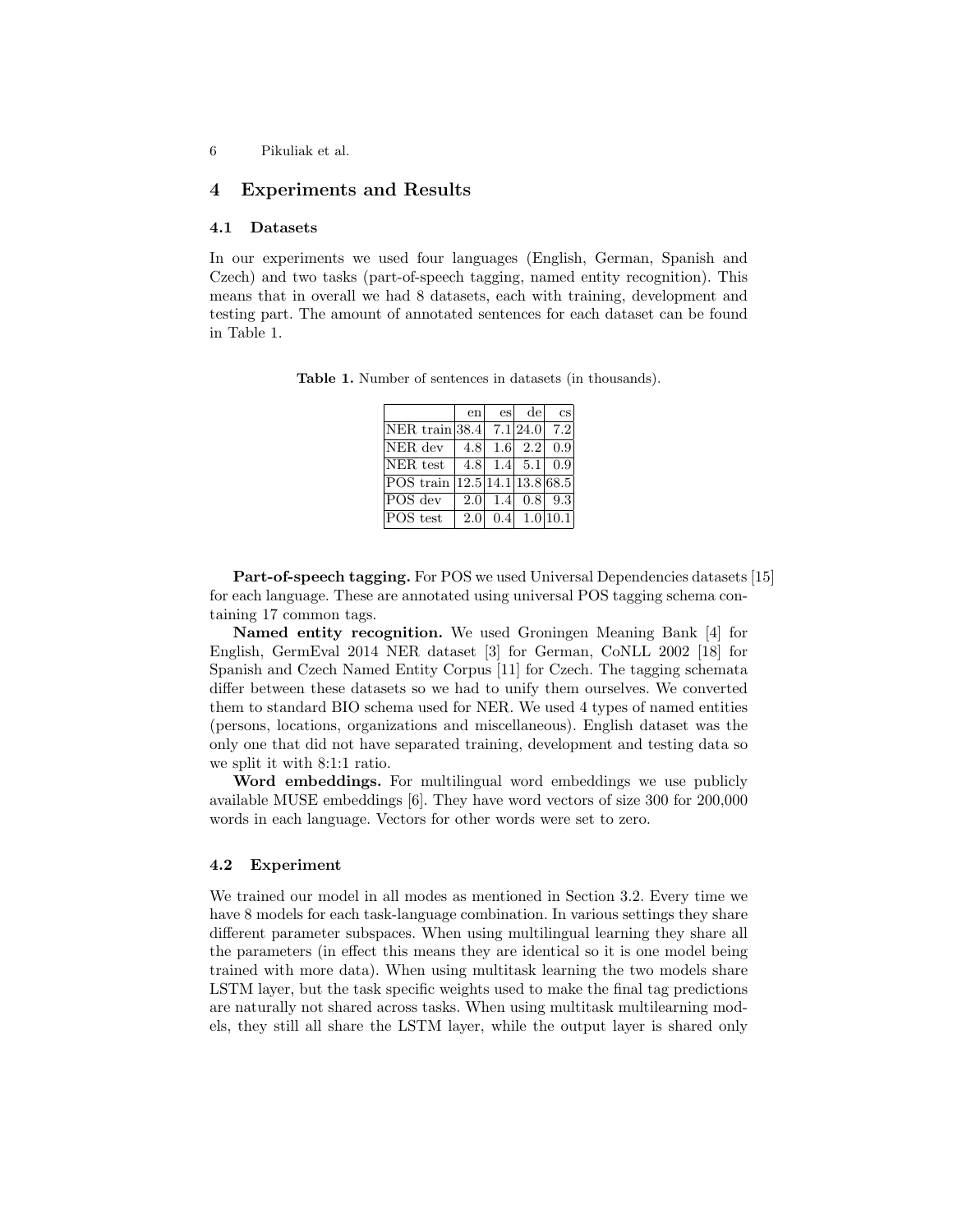## 4 Experiments and Results

### 4.1 Datasets

In our experiments we used four languages (English, German, Spanish and Czech) and two tasks (part-of-speech tagging, named entity recognition). This means that in overall we had 8 datasets, each with training, development and testing part. The amount of annotated sentences for each dataset can be found in Table 1.

**Table 1.** Number of sentences in datasets (in thousands).

| | en | es | de | cs |
|---|---|---|---|---|
| NER train | 38.4 | 7.1 | 24.0 | 7.2 |
| NER dev | 4.8 | 1.6 | 2.2 | 0.9 |
| NER test | 4.8 | 1.4 | 5.1 | 0.9 |
| POS train | 12.5 | 14.1 | 13.8 | 68.5 |
| POS dev | 2.0 | 1.4 | 0.8 | 9.3 |
| POS test | 2.0 | 0.4 | 1.0 | 10.1 |

**Part-of-speech tagging.** For POS we used Universal Dependencies datasets [15] for each language. These are annotated using universal POS tagging schema containing 17 common tags.

**Named entity recognition.** We used Groningen Meaning Bank [4] for English, GermEval 2014 NER dataset [3] for German, CoNLL 2002 [18] for Spanish and Czech Named Entity Corpus [11] for Czech. The tagging schemata differ between these datasets so we had to unify them ourselves. We converted them to standard BIO schema used for NER. We used 4 types of named entities (persons, locations, organizations and miscellaneous). English dataset was the only one that did not have separated training, development and testing data so we split it with 8:1:1 ratio.

**Word embeddings.** For multilingual word embeddings we use publicly available MUSE embeddings [6]. They have word vectors of size 300 for 200,000 words in each language. Vectors for other words were set to zero.

### 4.2 Experiment

We trained our model in all modes as mentioned in Section 3.2. Every time we have 8 models for each task-language combination. In various settings they share different parameter subspaces. When using multilingual learning they share all the parameters (in effect this means they are identical so it is one model being trained with more data). When using multitask learning the two models share LSTM layer, but the task specific weights used to make the final tag predictions are naturally not shared across tasks. When using multitask multilearning models, they still all share the LSTM layer, while the output layer is shared only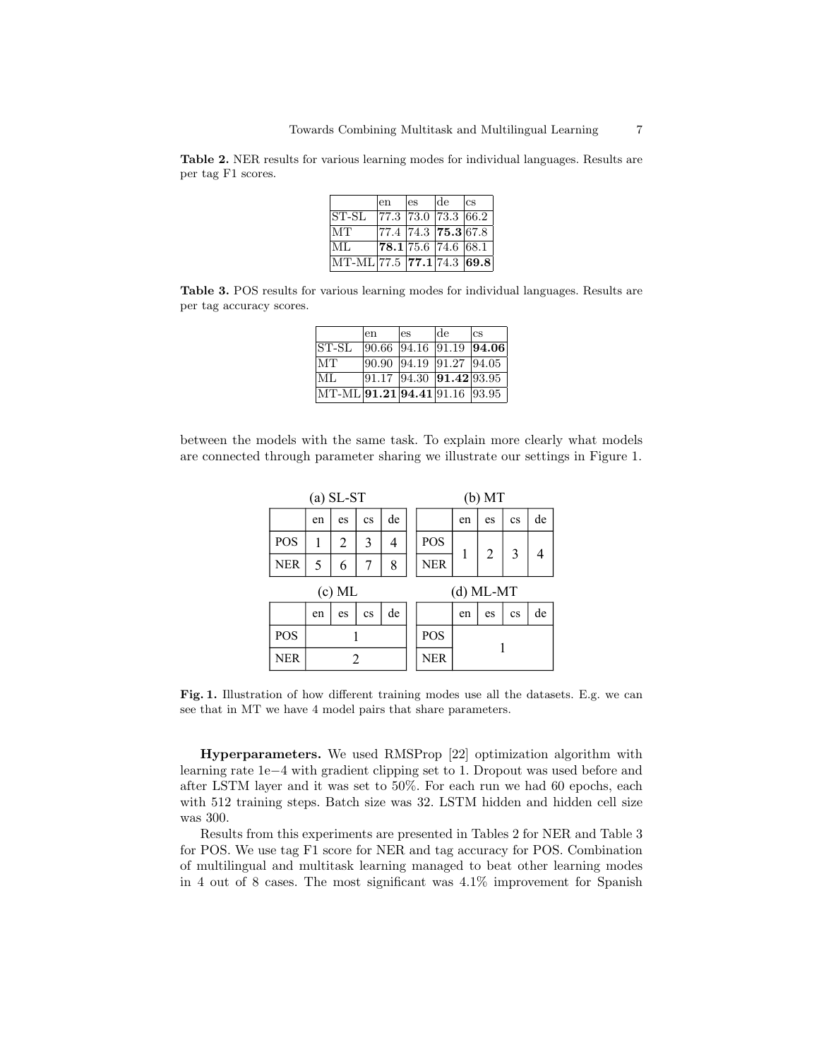**Table 2.** NER results for various learning modes for individual languages. Results are per tag F1 scores.

| | en | es | de | cs |
|---|---|---|---|---|
| ST-SL | 77.3 | 73.0 | 73.3 | 66.2 |
| MT | 77.4 | 74.3 | **75.3** | 67.8 |
| ML | **78.1** | 75.6 | 74.6 | 68.1 |
| MT-ML | 77.5 | **77.1** | 74.3 | **69.8** |

**Table 3.** POS results for various learning modes for individual languages. Results are per tag accuracy scores.

| | en | es | de | cs |
|---|---|---|---|---|
| ST-SL | 90.66 | 94.16 | 91.19 | **94.06** |
| MT | 90.90 | 94.19 | 91.27 | 94.05 |
| ML | 91.17 | 94.30 | **91.42** | 93.95 |
| MT-ML | **91.21** | **94.41** | 91.16 | 93.95 |

between the models with the same task. To explain more clearly what models are connected through parameter sharing we illustrate our settings in Figure 1.

(a) SL-ST

| | en | es | cs | de |
|---|---|---|---|---|
| POS | 1 | 2 | 3 | 4 |
| NER | 5 | 6 | 7 | 8 |

(b) MT

| | en | es | cs | de |
|---|---|---|---|---|
| POS | 1 | 2 | 3 | 4 |
| NER | | | | |

(c) ML

| | en | es | cs | de |
|---|---|---|---|---|
| POS | 1 | | | |
| NER | 2 | | | |

(d) ML-MT

| | en | es | cs | de |
|---|---|---|---|---|
| POS | 1 | | | |
| NER | | | | |

**Fig. 1.** Illustration of how different training modes use all the datasets. E.g. we can see that in MT we have 4 model pairs that share parameters.

**Hyperparameters.** We used RMSProp [22] optimization algorithm with learning rate 1e−4 with gradient clipping set to 1. Dropout was used before and after LSTM layer and it was set to 50%. For each run we had 60 epochs, each with 512 training steps. Batch size was 32. LSTM hidden and hidden cell size was 300.

Results from this experiments are presented in Tables 2 for NER and Table 3 for POS. We use tag F1 score for NER and tag accuracy for POS. Combination of multilingual and multitask learning managed to beat other learning modes in 4 out of 8 cases. The most significant was 4.1% improvement for Spanish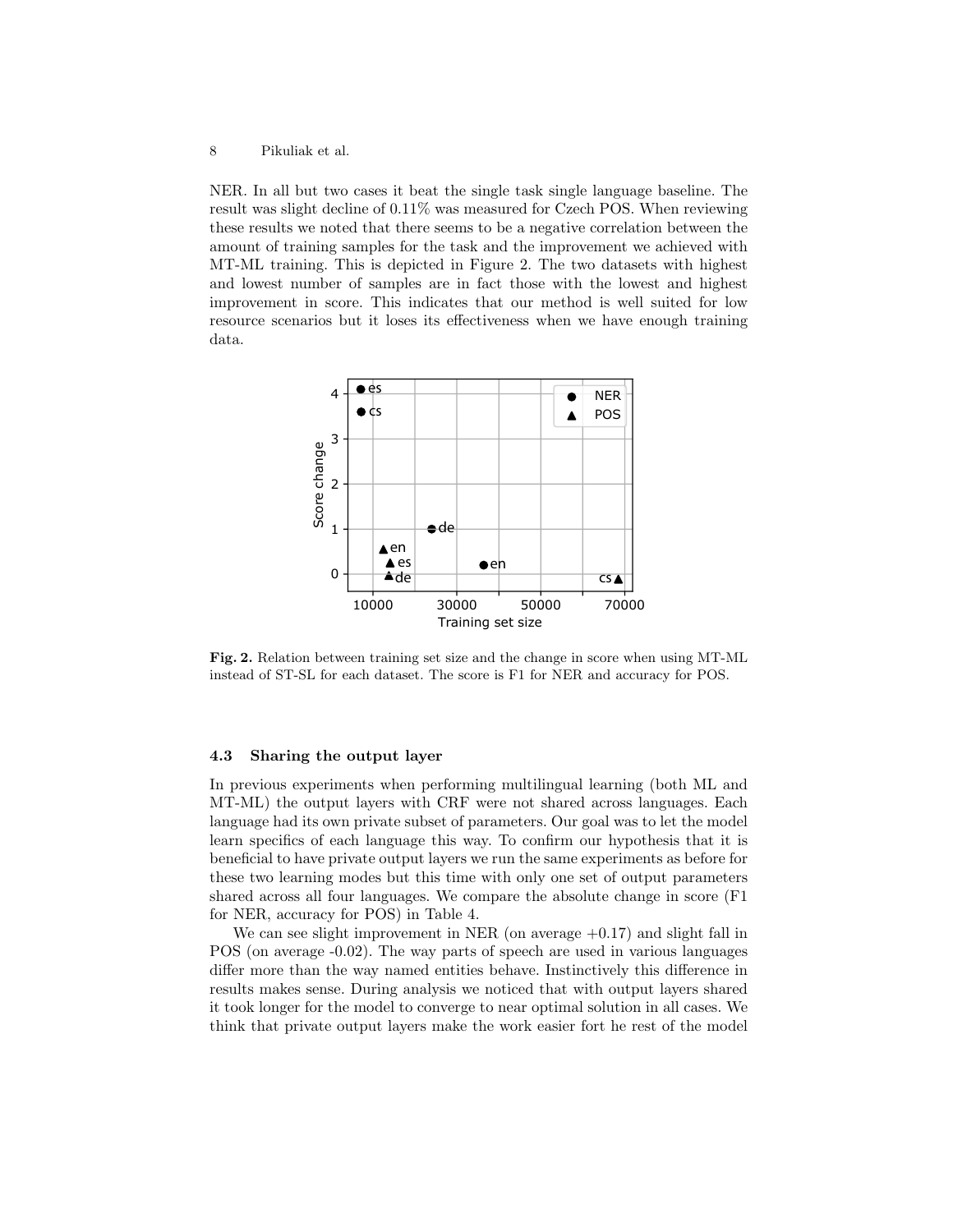NER. In all but two cases it beat the single task single language baseline. The result was slight decline of 0.11% was measured for Czech POS. When reviewing these results we noted that there seems to be a negative correlation between the amount of training samples for the task and the improvement we achieved with MT-ML training. This is depicted in Figure 2. The two datasets with highest and lowest number of samples are in fact those with the lowest and highest improvement in score. This indicates that our method is well suited for low resource scenarios but it loses its effectiveness when we have enough training data.

es
cs
de
en
es
de
en
cs
NER
POS
Score change
Training set size
4
3
2
1
0
10000
30000
50000
70000

**Fig. 2.** Relation between training set size and the change in score when using MT-ML instead of ST-SL for each dataset. The score is F1 for NER and accuracy for POS.

### 4.3 Sharing the output layer

In previous experiments when performing multilingual learning (both ML and MT-ML) the output layers with CRF were not shared across languages. Each language had its own private subset of parameters. Our goal was to let the model learn specifics of each language this way. To confirm our hypothesis that it is beneficial to have private output layers we run the same experiments as before for these two learning modes but this time with only one set of output parameters shared across all four languages. We compare the absolute change in score (F1 for NER, accuracy for POS) in Table 4.

We can see slight improvement in NER (on average +0.17) and slight fall in POS (on average -0.02). The way parts of speech are used in various languages differ more than the way named entities behave. Instinctively this difference in results makes sense. During analysis we noticed that with output layers shared it took longer for the model to converge to near optimal solution in all cases. We think that private output layers make the work easier fort he rest of the model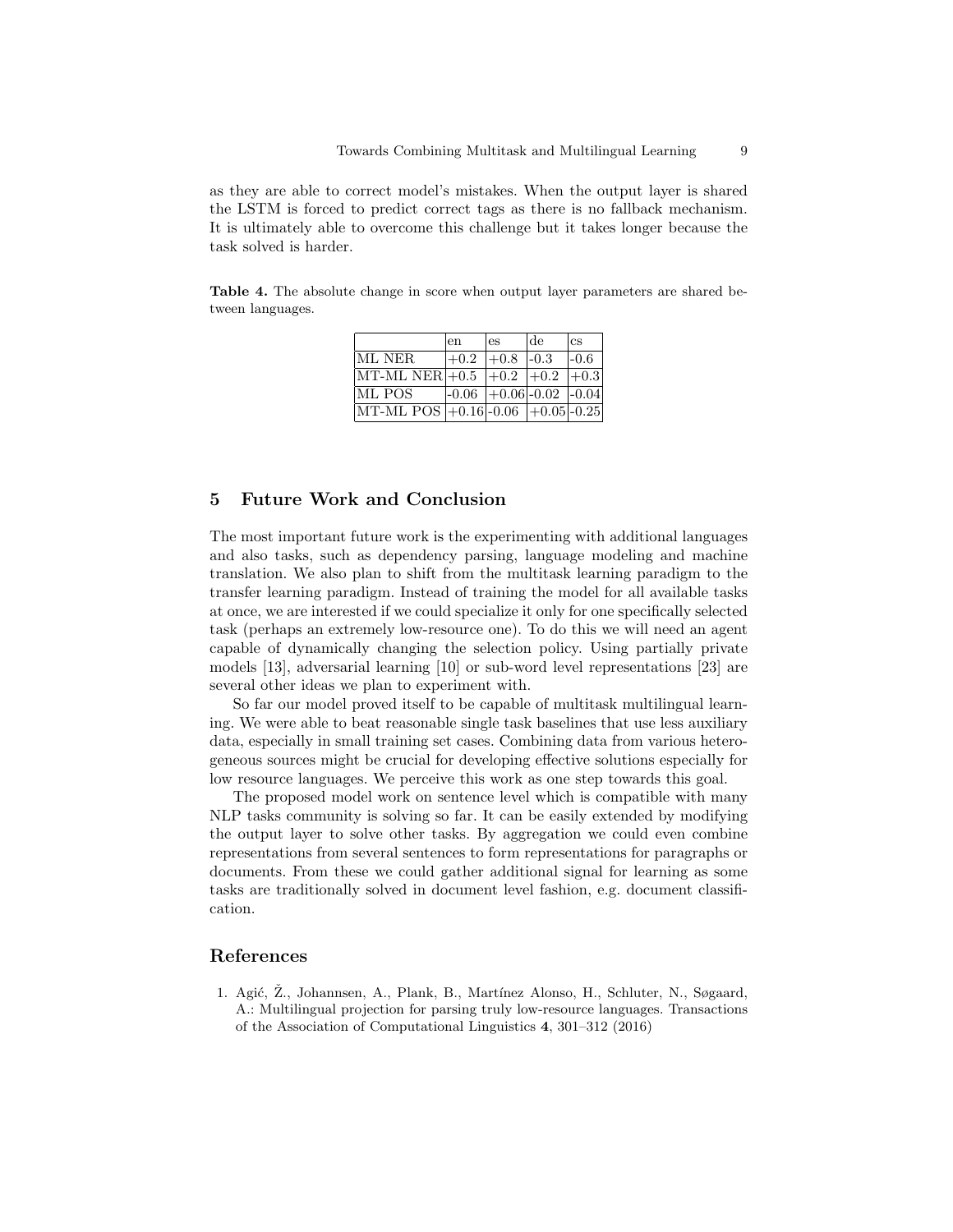as they are able to correct model's mistakes. When the output layer is shared the LSTM is forced to predict correct tags as there is no fallback mechanism. It is ultimately able to overcome this challenge but it takes longer because the task solved is harder.

**Table 4.** The absolute change in score when output layer parameters are shared between languages.

| | en | es | de | cs |
|---|---|---|---|---|
| ML NER | +0.2 | +0.8 | -0.3 | -0.6 |
| MT-ML NER | +0.5 | +0.2 | +0.2 | +0.3 |
| ML POS | -0.06 | +0.06 | -0.02 | -0.04 |
| MT-ML POS | +0.16 | -0.06 | +0.05 | -0.25 |

## 5 Future Work and Conclusion

The most important future work is the experimenting with additional languages and also tasks, such as dependency parsing, language modeling and machine translation. We also plan to shift from the multitask learning paradigm to the transfer learning paradigm. Instead of training the model for all available tasks at once, we are interested if we could specialize it only for one specifically selected task (perhaps an extremely low-resource one). To do this we will need an agent capable of dynamically changing the selection policy. Using partially private models [13], adversarial learning [10] or sub-word level representations [23] are several other ideas we plan to experiment with.

So far our model proved itself to be capable of multitask multilingual learning. We were able to beat reasonable single task baselines that use less auxiliary data, especially in small training set cases. Combining data from various heterogeneous sources might be crucial for developing effective solutions especially for low resource languages. We perceive this work as one step towards this goal.

The proposed model work on sentence level which is compatible with many NLP tasks community is solving so far. It can be easily extended by modifying the output layer to solve other tasks. By aggregation we could even combine representations from several sentences to form representations for paragraphs or documents. From these we could gather additional signal for learning as some tasks are traditionally solved in document level fashion, e.g. document classification.

## References

1. Agić, Ž., Johannsen, A., Plank, B., Martínez Alonso, H., Schluter, N., Søgaard, A.: Multilingual projection for parsing truly low-resource languages. Transactions of the Association of Computational Linguistics **4**, 301–312 (2016)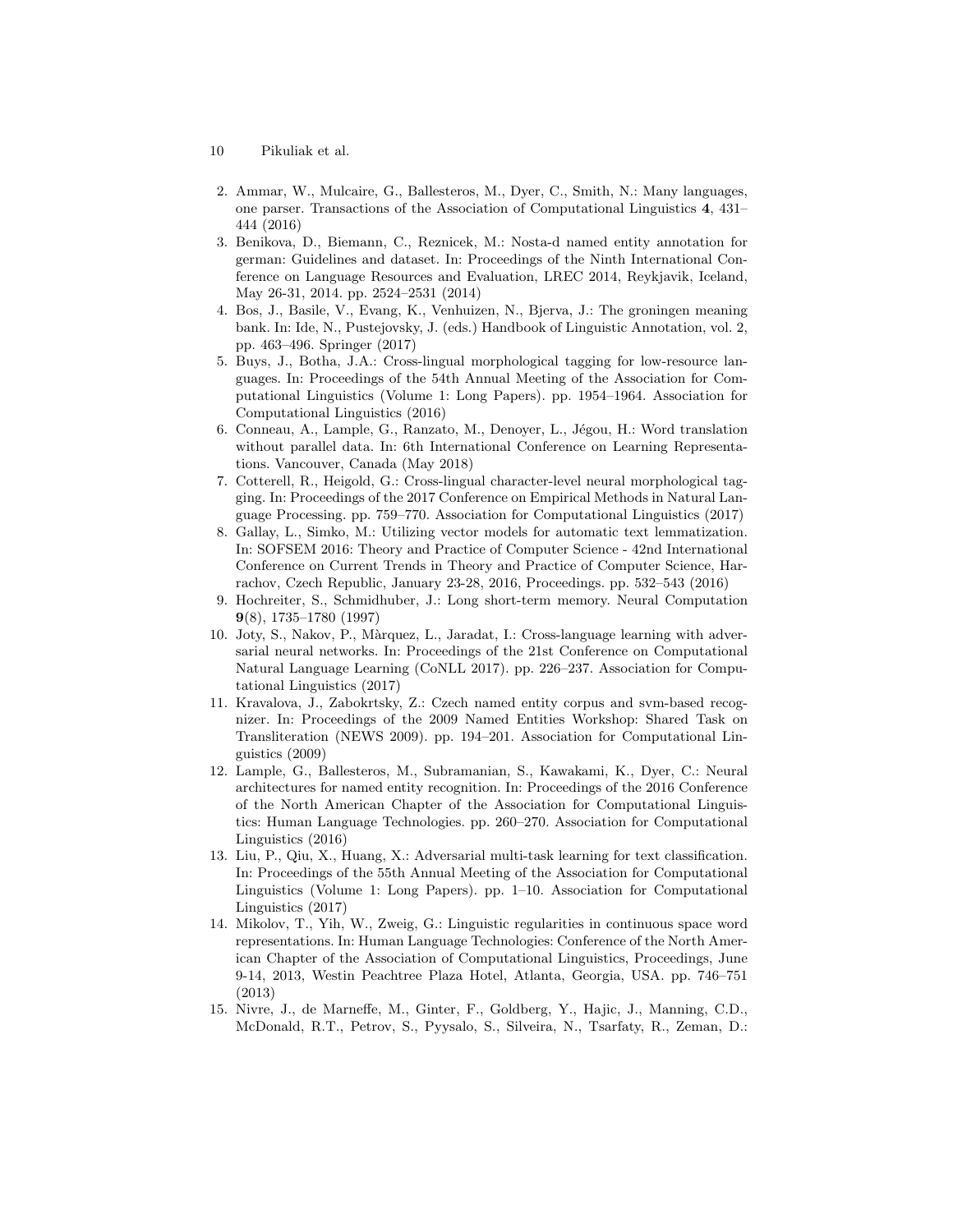2. Ammar, W., Mulcaire, G., Ballesteros, M., Dyer, C., Smith, N.: Many languages, one parser. Transactions of the Association of Computational Linguistics **4**, 431–444 (2016)
3. Benikova, D., Biemann, C., Reznicek, M.: Nosta-d named entity annotation for german: Guidelines and dataset. In: Proceedings of the Ninth International Conference on Language Resources and Evaluation, LREC 2014, Reykjavik, Iceland, May 26-31, 2014. pp. 2524–2531 (2014)
4. Bos, J., Basile, V., Evang, K., Venhuizen, N., Bjerva, J.: The groningen meaning bank. In: Ide, N., Pustejovsky, J. (eds.) Handbook of Linguistic Annotation, vol. 2, pp. 463–496. Springer (2017)
5. Buys, J., Botha, J.A.: Cross-lingual morphological tagging for low-resource languages. In: Proceedings of the 54th Annual Meeting of the Association for Computational Linguistics (Volume 1: Long Papers). pp. 1954–1964. Association for Computational Linguistics (2016)
6. Conneau, A., Lample, G., Ranzato, M., Denoyer, L., Jégou, H.: Word translation without parallel data. In: 6th International Conference on Learning Representations. Vancouver, Canada (May 2018)
7. Cotterell, R., Heigold, G.: Cross-lingual character-level neural morphological tagging. In: Proceedings of the 2017 Conference on Empirical Methods in Natural Language Processing. pp. 759–770. Association for Computational Linguistics (2017)
8. Gallay, L., Simko, M.: Utilizing vector models for automatic text lemmatization. In: SOFSEM 2016: Theory and Practice of Computer Science - 42nd International Conference on Current Trends in Theory and Practice of Computer Science, Harrachov, Czech Republic, January 23-28, 2016, Proceedings. pp. 532–543 (2016)
9. Hochreiter, S., Schmidhuber, J.: Long short-term memory. Neural Computation **9**(8), 1735–1780 (1997)
10. Joty, S., Nakov, P., Màrquez, L., Jaradat, I.: Cross-language learning with adversarial neural networks. In: Proceedings of the 21st Conference on Computational Natural Language Learning (CoNLL 2017). pp. 226–237. Association for Computational Linguistics (2017)
11. Kravalova, J., Zabokrtsky, Z.: Czech named entity corpus and svm-based recognizer. In: Proceedings of the 2009 Named Entities Workshop: Shared Task on Transliteration (NEWS 2009). pp. 194–201. Association for Computational Linguistics (2009)
12. Lample, G., Ballesteros, M., Subramanian, S., Kawakami, K., Dyer, C.: Neural architectures for named entity recognition. In: Proceedings of the 2016 Conference of the North American Chapter of the Association for Computational Linguistics: Human Language Technologies. pp. 260–270. Association for Computational Linguistics (2016)
13. Liu, P., Qiu, X., Huang, X.: Adversarial multi-task learning for text classification. In: Proceedings of the 55th Annual Meeting of the Association for Computational Linguistics (Volume 1: Long Papers). pp. 1–10. Association for Computational Linguistics (2017)
14. Mikolov, T., Yih, W., Zweig, G.: Linguistic regularities in continuous space word representations. In: Human Language Technologies: Conference of the North American Chapter of the Association of Computational Linguistics, Proceedings, June 9-14, 2013, Westin Peachtree Plaza Hotel, Atlanta, Georgia, USA. pp. 746–751 (2013)
15. Nivre, J., de Marneffe, M., Ginter, F., Goldberg, Y., Hajic, J., Manning, C.D., McDonald, R.T., Petrov, S., Pyysalo, S., Silveira, N., Tsarfaty, R., Zeman, D.: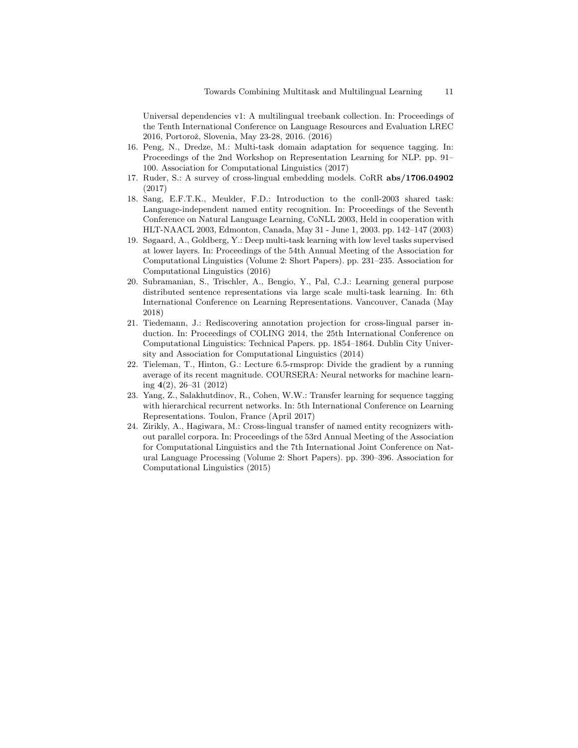Universal dependencies v1: A multilingual treebank collection. In: Proceedings of the Tenth International Conference on Language Resources and Evaluation LREC 2016, Portorož, Slovenia, May 23-28, 2016. (2016)

16. Peng, N., Dredze, M.: Multi-task domain adaptation for sequence tagging. In: Proceedings of the 2nd Workshop on Representation Learning for NLP. pp. 91–100. Association for Computational Linguistics (2017)
17. Ruder, S.: A survey of cross-lingual embedding models. CoRR **abs/1706.04902** (2017)
18. Sang, E.F.T.K., Meulder, F.D.: Introduction to the conll-2003 shared task: Language-independent named entity recognition. In: Proceedings of the Seventh Conference on Natural Language Learning, CoNLL 2003, Held in cooperation with HLT-NAACL 2003, Edmonton, Canada, May 31 - June 1, 2003. pp. 142–147 (2003)
19. Søgaard, A., Goldberg, Y.: Deep multi-task learning with low level tasks supervised at lower layers. In: Proceedings of the 54th Annual Meeting of the Association for Computational Linguistics (Volume 2: Short Papers). pp. 231–235. Association for Computational Linguistics (2016)
20. Subramanian, S., Trischler, A., Bengio, Y., Pal, C.J.: Learning general purpose distributed sentence representations via large scale multi-task learning. In: 6th International Conference on Learning Representations. Vancouver, Canada (May 2018)
21. Tiedemann, J.: Rediscovering annotation projection for cross-lingual parser induction. In: Proceedings of COLING 2014, the 25th International Conference on Computational Linguistics: Technical Papers. pp. 1854–1864. Dublin City University and Association for Computational Linguistics (2014)
22. Tieleman, T., Hinton, G.: Lecture 6.5-rmsprop: Divide the gradient by a running average of its recent magnitude. COURSERA: Neural networks for machine learning **4**(2), 26–31 (2012)
23. Yang, Z., Salakhutdinov, R., Cohen, W.W.: Transfer learning for sequence tagging with hierarchical recurrent networks. In: 5th International Conference on Learning Representations. Toulon, France (April 2017)
24. Zirikly, A., Hagiwara, M.: Cross-lingual transfer of named entity recognizers without parallel corpora. In: Proceedings of the 53rd Annual Meeting of the Association for Computational Linguistics and the 7th International Joint Conference on Natural Language Processing (Volume 2: Short Papers). pp. 390–396. Association for Computational Linguistics (2015)